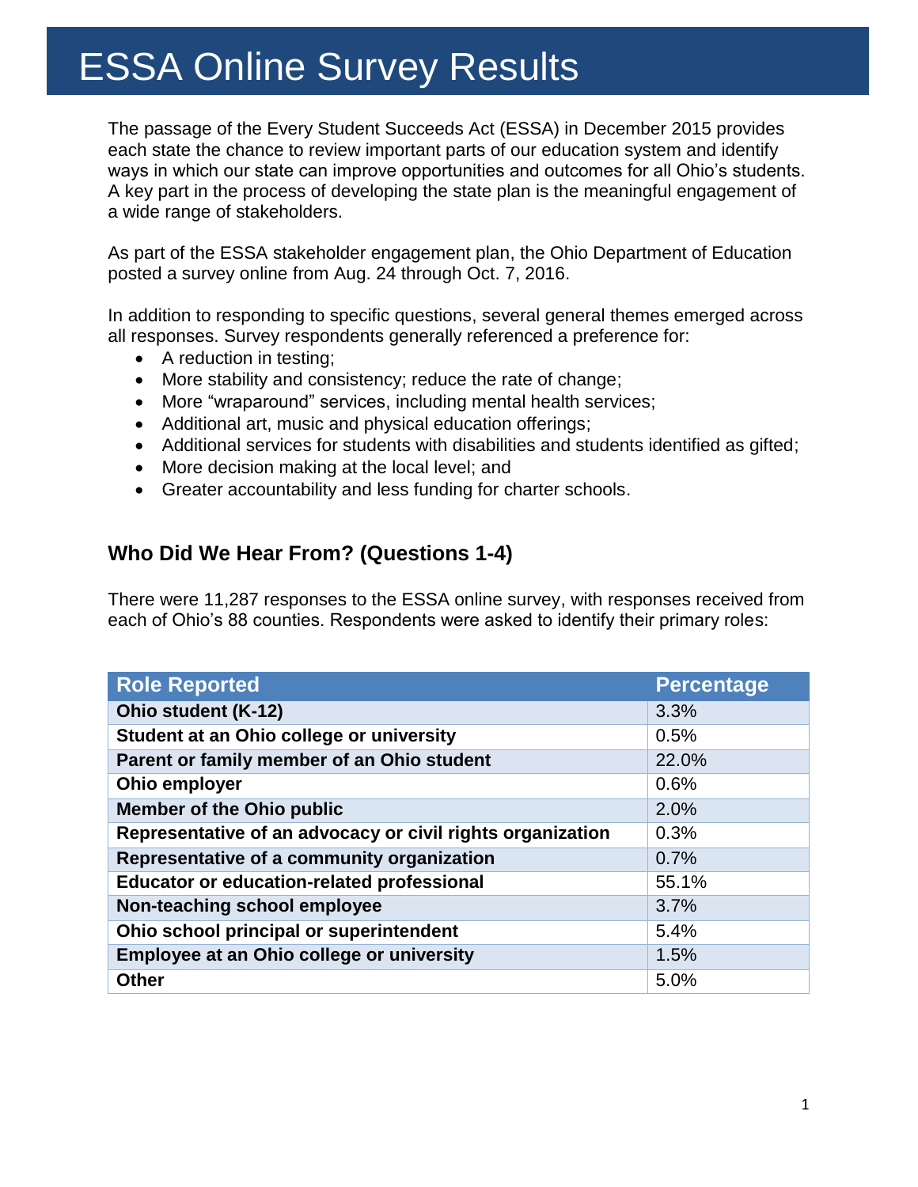# ESSA Online Survey Results

The passage of the Every Student Succeeds Act (ESSA) in December 2015 provides each state the chance to review important parts of our education system and identify ways in which our state can improve opportunities and outcomes for all Ohio's students. A key part in the process of developing the state plan is the meaningful engagement of a wide range of stakeholders.

As part of the ESSA stakeholder engagement plan, the Ohio Department of Education posted a survey online from Aug. 24 through Oct. 7, 2016.

In addition to responding to specific questions, several general themes emerged across all responses. Survey respondents generally referenced a preference for:

- A reduction in testing;
- More stability and consistency; reduce the rate of change;
- More "wraparound" services, including mental health services;
- Additional art, music and physical education offerings;
- Additional services for students with disabilities and students identified as gifted;
- More decision making at the local level; and
- Greater accountability and less funding for charter schools.

## Who Did We Hear From? (Questions 1-4)

There were 11,287 responses to the ESSA online survey, with responses received from each of Ohio's 88 counties. Respondents were asked to identify their primary roles:

| Role Reported | Percentage |
|---|---|
| **Ohio student (K-12)** | 3.3% |
| **Student at an Ohio college or university** | 0.5% |
| **Parent or family member of an Ohio student** | 22.0% |
| **Ohio employer** | 0.6% |
| **Member of the Ohio public** | 2.0% |
| **Representative of an advocacy or civil rights organization** | 0.3% |
| **Representative of a community organization** | 0.7% |
| **Educator or education-related professional** | 55.1% |
| **Non-teaching school employee** | 3.7% |
| **Ohio school principal or superintendent** | 5.4% |
| **Employee at an Ohio college or university** | 1.5% |
| **Other** | 5.0% |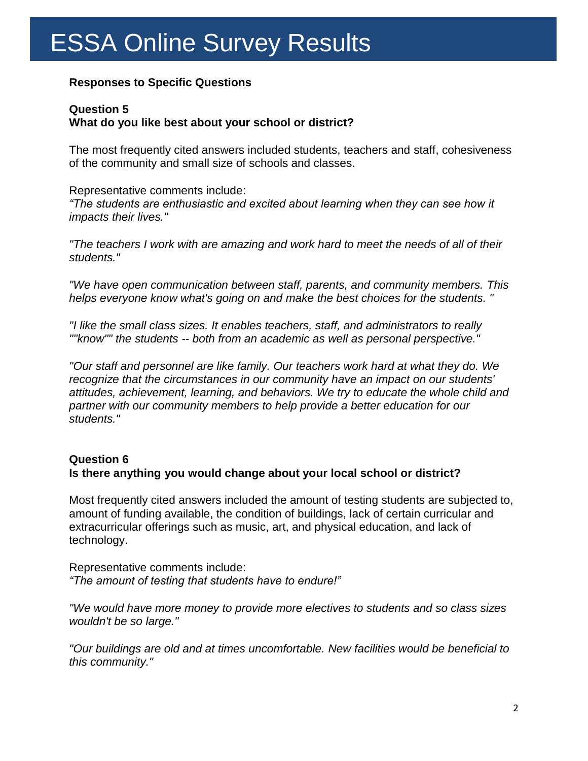# ESSA Online Survey Results

**Responses to Specific Questions**

**Question 5**
**What do you like best about your school or district?**

The most frequently cited answers included students, teachers and staff, cohesiveness of the community and small size of schools and classes.

Representative comments include:
*“The students are enthusiastic and excited about learning when they can see how it impacts their lives."*

*"The teachers I work with are amazing and work hard to meet the needs of all of their students."*

*"We have open communication between staff, parents, and community members. This helps everyone know what's going on and make the best choices for the students. "*

*"I like the small class sizes. It enables teachers, staff, and administrators to really ""know"" the students -- both from an academic as well as personal perspective."*

*"Our staff and personnel are like family. Our teachers work hard at what they do. We recognize that the circumstances in our community have an impact on our students' attitudes, achievement, learning, and behaviors. We try to educate the whole child and partner with our community members to help provide a better education for our students."*

**Question 6**
**Is there anything you would change about your local school or district?**

Most frequently cited answers included the amount of testing students are subjected to, amount of funding available, the condition of buildings, lack of certain curricular and extracurricular offerings such as music, art, and physical education, and lack of technology.

Representative comments include:
*“The amount of testing that students have to endure!”*

*"We would have more money to provide more electives to students and so class sizes wouldn't be so large."*

*"Our buildings are old and at times uncomfortable. New facilities would be beneficial to this community."*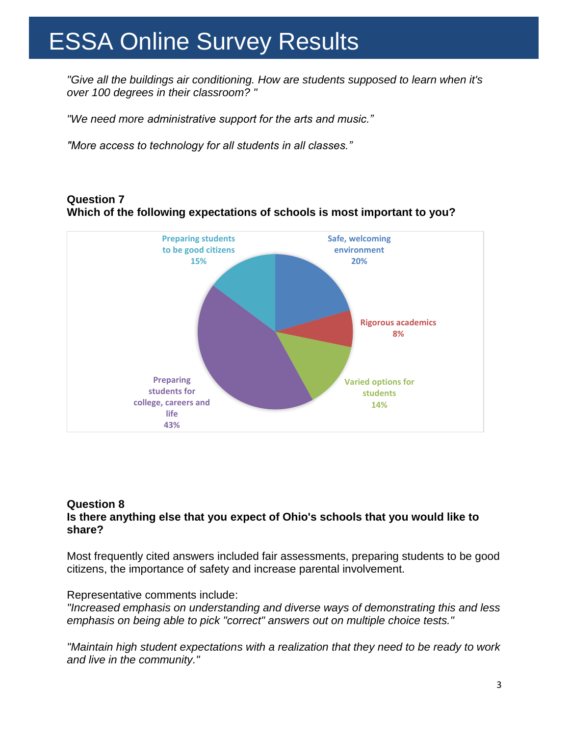# ESSA Online Survey Results

*"Give all the buildings air conditioning. How are students supposed to learn when it's over 100 degrees in their classroom? "*

*"We need more administrative support for the arts and music."*

*"More access to technology for all students in all classes."*

**Question 7**
**Which of the following expectations of schools is most important to you?**

| Expectation | Percentage |
| --- | --- |
| Safe, welcoming environment | 20% |
| Rigorous academics | 8% |
| Varied options for students | 14% |
| Preparing students for college, careers and life | 43% |
| Preparing students to be good citizens | 15% |

**Question 8**
**Is there anything else that you expect of Ohio's schools that you would like to share?**

Most frequently cited answers included fair assessments, preparing students to be good citizens, the importance of safety and increase parental involvement.

Representative comments include:
*"Increased emphasis on understanding and diverse ways of demonstrating this and less emphasis on being able to pick "correct" answers out on multiple choice tests."*

*"Maintain high student expectations with a realization that they need to be ready to work and live in the community."*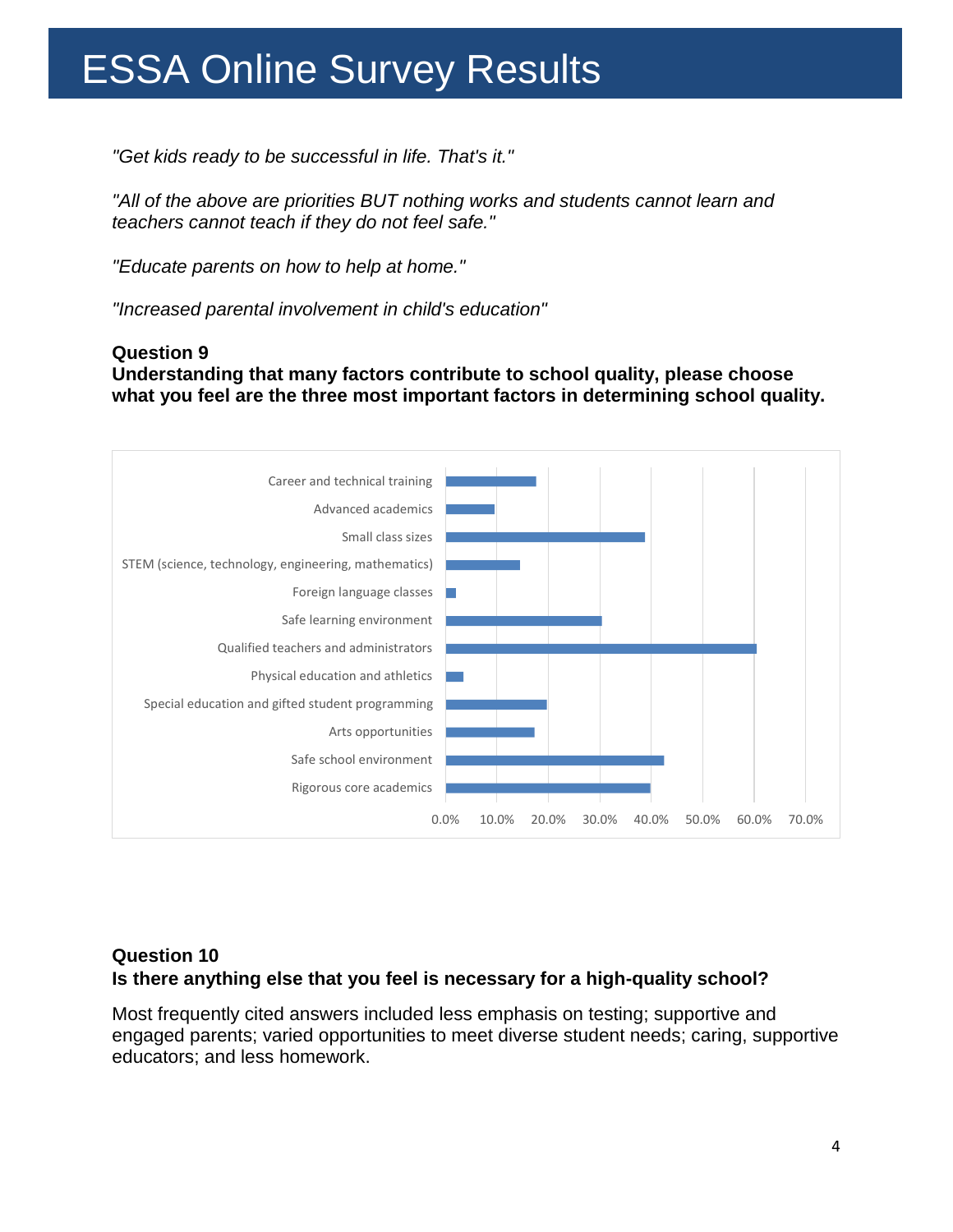# ESSA Online Survey Results

*"Get kids ready to be successful in life. That's it."*

*"All of the above are priorities BUT nothing works and students cannot learn and teachers cannot teach if they do not feel safe."*

*"Educate parents on how to help at home."*

*"Increased parental involvement in child's education"*

**Question 9**
**Understanding that many factors contribute to school quality, please choose what you feel are the three most important factors in determining school quality.**

Career and technical training
Advanced academics
Small class sizes
STEM (science, technology, engineering, mathematics)
Foreign language classes
Safe learning environment
Qualified teachers and administrators
Physical education and athletics
Special education and gifted student programming
Arts opportunities
Safe school environment
Rigorous core academics

0.0% 10.0% 20.0% 30.0% 40.0% 50.0% 60.0% 70.0%

**Question 10**
**Is there anything else that you feel is necessary for a high-quality school?**

Most frequently cited answers included less emphasis on testing; supportive and engaged parents; varied opportunities to meet diverse student needs; caring, supportive educators; and less homework.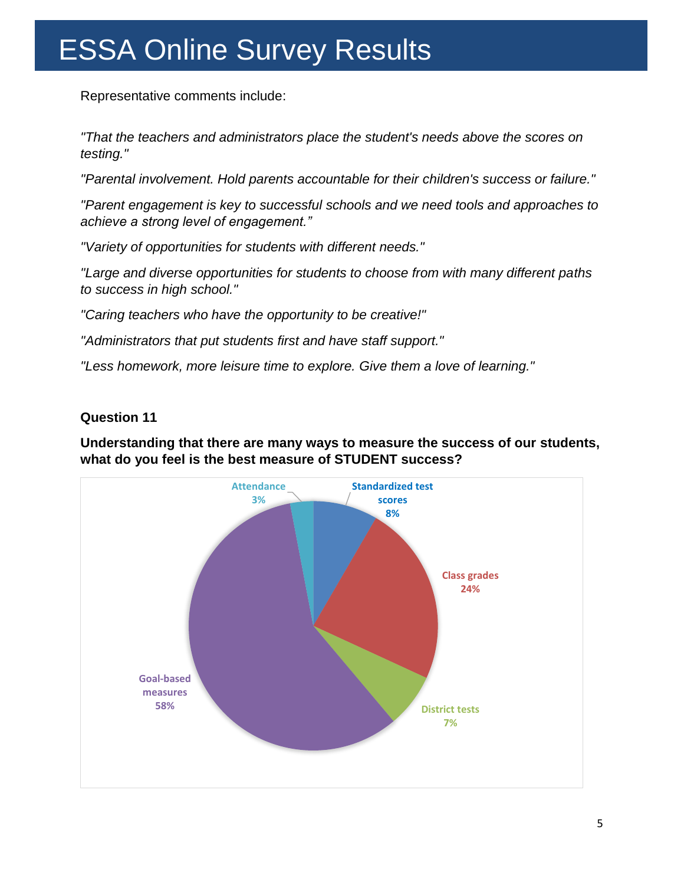# ESSA Online Survey Results

Representative comments include:

*"That the teachers and administrators place the student's needs above the scores on testing."*

*"Parental involvement. Hold parents accountable for their children's success or failure."*

*"Parent engagement is key to successful schools and we need tools and approaches to achieve a strong level of engagement."*

*"Variety of opportunities for students with different needs."*

*"Large and diverse opportunities for students to choose from with many different paths to success in high school."*

*"Caring teachers who have the opportunity to be creative!"*

*"Administrators that put students first and have staff support."*

*"Less homework, more leisure time to explore. Give them a love of learning."*

**Question 11**

**Understanding that there are many ways to measure the success of our students, what do you feel is the best measure of STUDENT success?**

| Measure | Percentage |
| --- | --- |
| Standardized test scores | 8% |
| Class grades | 24% |
| District tests | 7% |
| Goal-based measures | 58% |
| Attendance | 3% |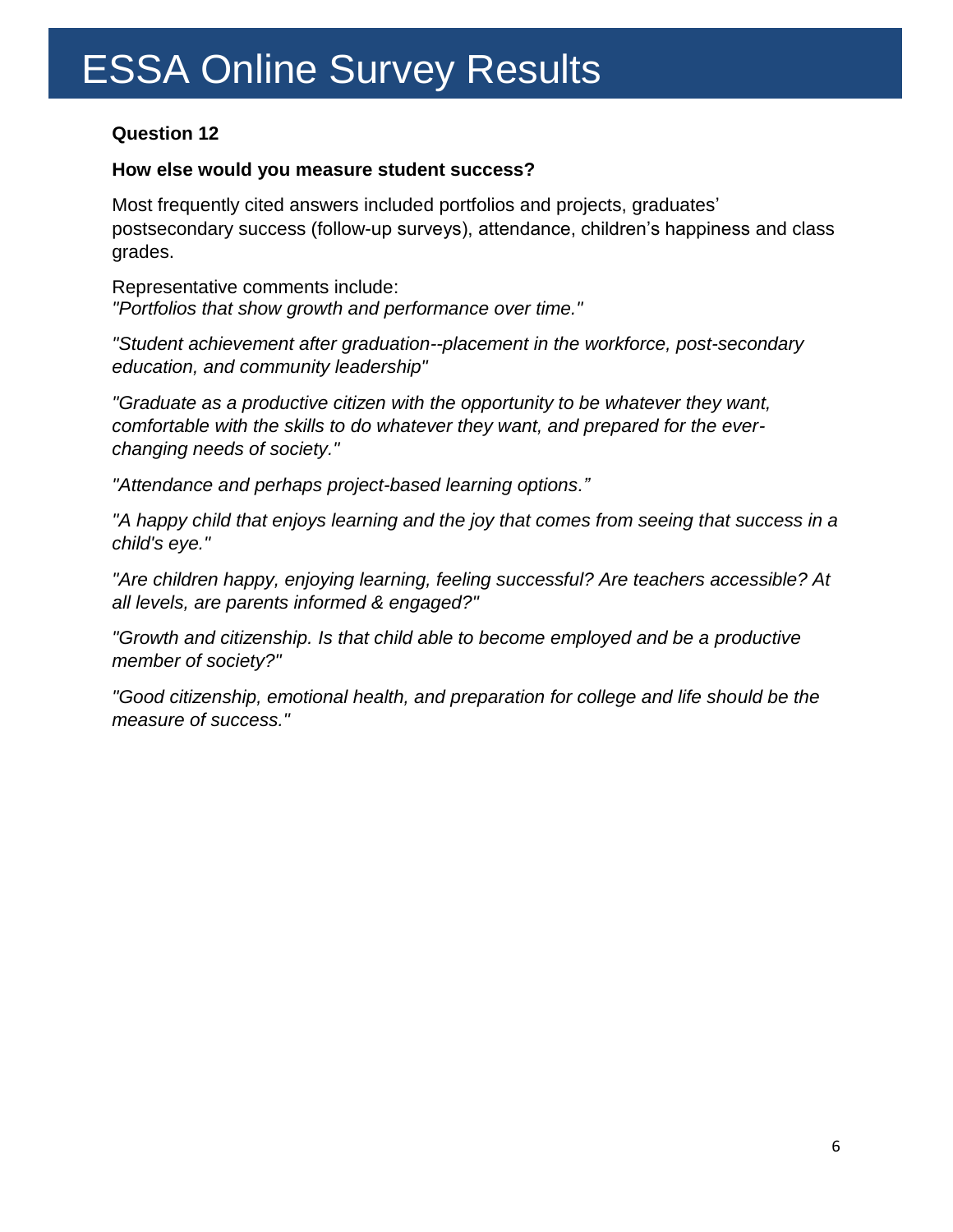# ESSA Online Survey Results

**Question 12**

**How else would you measure student success?**

Most frequently cited answers included portfolios and projects, graduates' postsecondary success (follow-up surveys), attendance, children's happiness and class grades.

Representative comments include:
*"Portfolios that show growth and performance over time."*

*"Student achievement after graduation--placement in the workforce, post-secondary education, and community leadership"*

*"Graduate as a productive citizen with the opportunity to be whatever they want, comfortable with the skills to do whatever they want, and prepared for the ever-changing needs of society."*

*"Attendance and perhaps project-based learning options."*

*"A happy child that enjoys learning and the joy that comes from seeing that success in a child's eye."*

*"Are children happy, enjoying learning, feeling successful? Are teachers accessible? At all levels, are parents informed & engaged?"*

*"Growth and citizenship. Is that child able to become employed and be a productive member of society?"*

*"Good citizenship, emotional health, and preparation for college and life should be the measure of success."*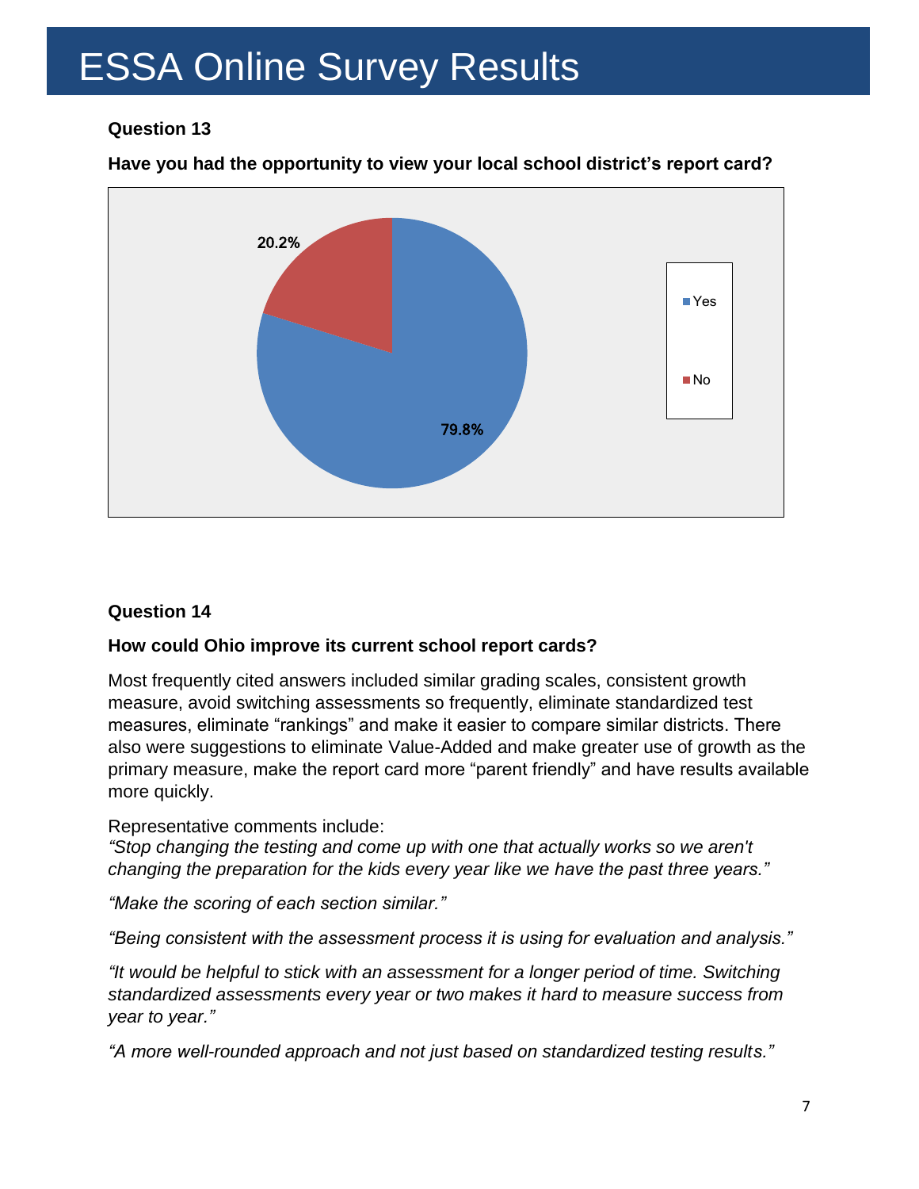# ESSA Online Survey Results

**Question 13**

**Have you had the opportunity to view your local school district's report card?**

| Response | Percentage |
| --- | --- |
| Yes | 79.8% |
| No | 20.2% |

**Question 14**

**How could Ohio improve its current school report cards?**

Most frequently cited answers included similar grading scales, consistent growth measure, avoid switching assessments so frequently, eliminate standardized test measures, eliminate "rankings" and make it easier to compare similar districts. There also were suggestions to eliminate Value-Added and make greater use of growth as the primary measure, make the report card more "parent friendly" and have results available more quickly.

Representative comments include:

*"Stop changing the testing and come up with one that actually works so we aren't changing the preparation for the kids every year like we have the past three years."*

*"Make the scoring of each section similar."*

*"Being consistent with the assessment process it is using for evaluation and analysis."*

*"It would be helpful to stick with an assessment for a longer period of time. Switching standardized assessments every year or two makes it hard to measure success from year to year."*

*"A more well-rounded approach and not just based on standardized testing results."*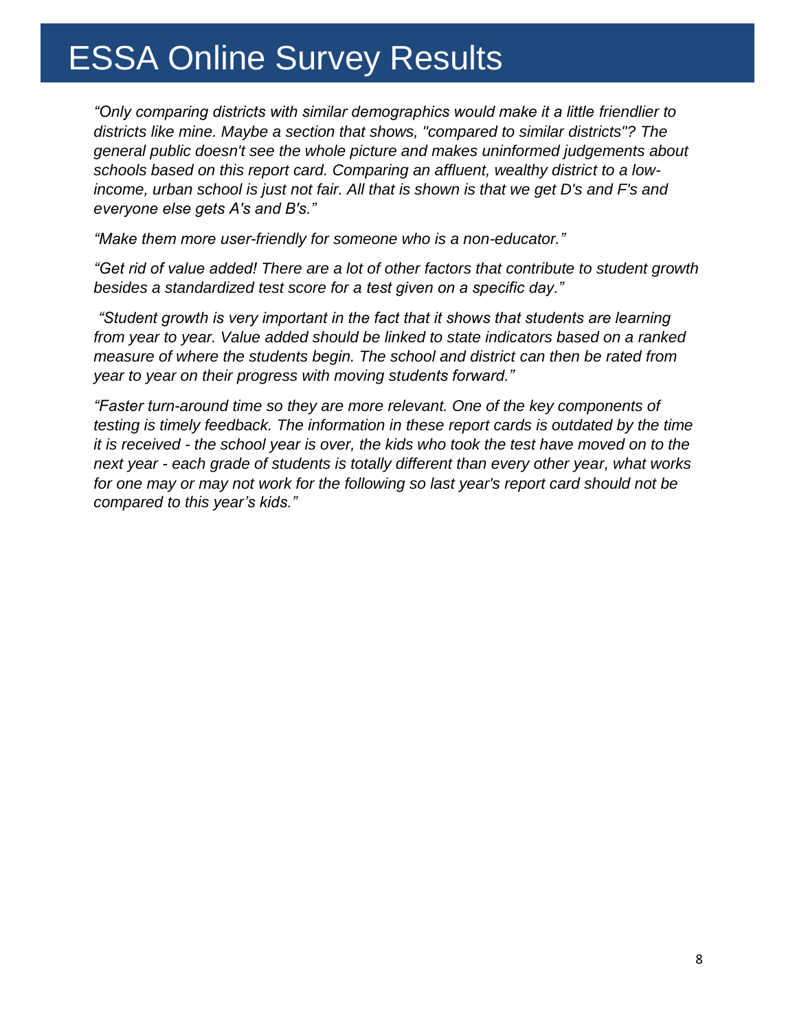# ESSA Online Survey Results

*"Only comparing districts with similar demographics would make it a little friendlier to districts like mine. Maybe a section that shows, "compared to similar districts"? The general public doesn't see the whole picture and makes uninformed judgements about schools based on this report card. Comparing an affluent, wealthy district to a low-income, urban school is just not fair. All that is shown is that we get D's and F's and everyone else gets A's and B's."*

*"Make them more user-friendly for someone who is a non-educator."*

*"Get rid of value added! There are a lot of other factors that contribute to student growth besides a standardized test score for a test given on a specific day."*

*"Student growth is very important in the fact that it shows that students are learning from year to year. Value added should be linked to state indicators based on a ranked measure of where the students begin. The school and district can then be rated from year to year on their progress with moving students forward."*

*"Faster turn-around time so they are more relevant. One of the key components of testing is timely feedback. The information in these report cards is outdated by the time it is received - the school year is over, the kids who took the test have moved on to the next year - each grade of students is totally different than every other year, what works for one may or may not work for the following so last year's report card should not be compared to this year's kids."*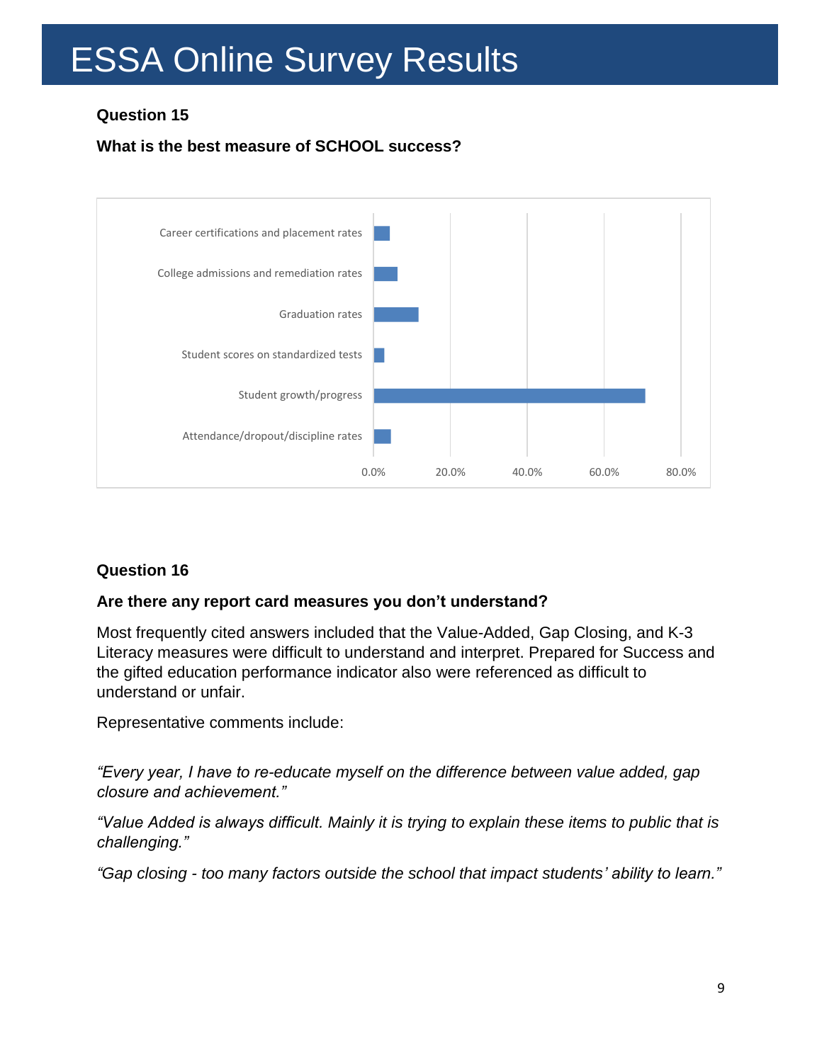# ESSA Online Survey Results

**Question 15**

**What is the best measure of SCHOOL success?**

Career certifications and placement rates

College admissions and remediation rates

Graduation rates

Student scores on standardized tests

Student growth/progress

Attendance/dropout/discipline rates

0.0% 20.0% 40.0% 60.0% 80.0%

**Question 16**

**Are there any report card measures you don't understand?**

Most frequently cited answers included that the Value-Added, Gap Closing, and K-3 Literacy measures were difficult to understand and interpret. Prepared for Success and the gifted education performance indicator also were referenced as difficult to understand or unfair.

Representative comments include:

*"Every year, I have to re-educate myself on the difference between value added, gap closure and achievement."*

*"Value Added is always difficult. Mainly it is trying to explain these items to public that is challenging."*

*"Gap closing - too many factors outside the school that impact students' ability to learn."*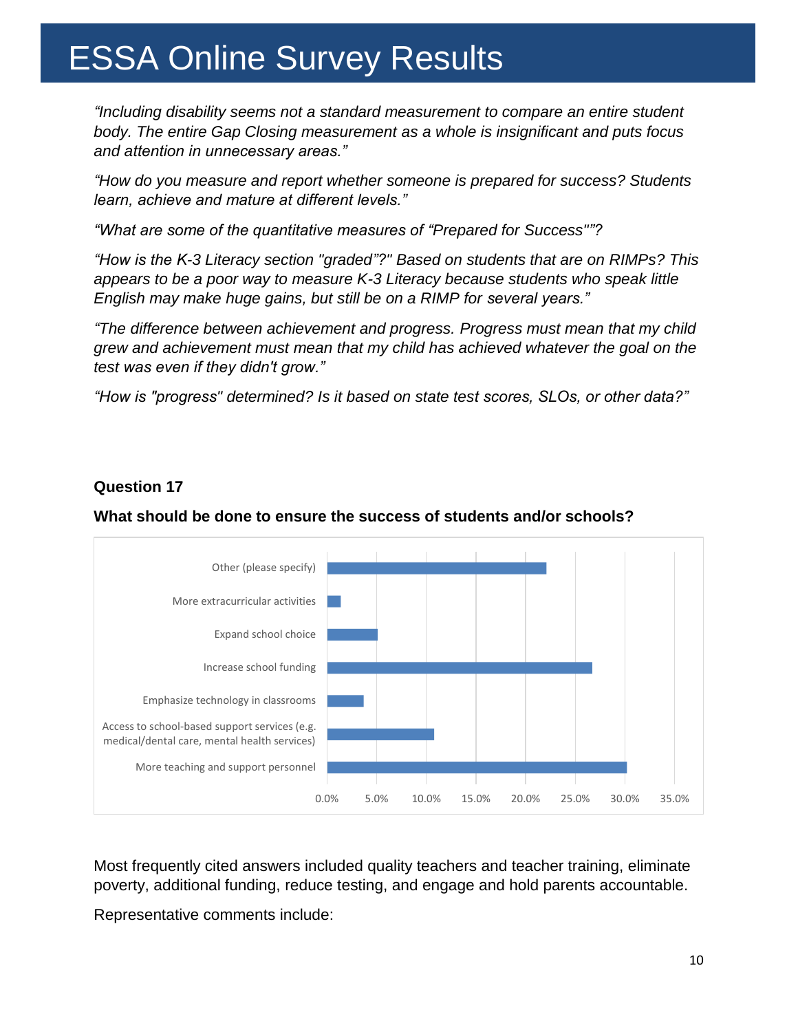*"Including disability seems not a standard measurement to compare an entire student body. The entire Gap Closing measurement as a whole is insignificant and puts focus and attention in unnecessary areas."*

*"How do you measure and report whether someone is prepared for success? Students learn, achieve and mature at different levels."*

*"What are some of the quantitative measures of "Prepared for Success""?*

*"How is the K-3 Literacy section "graded"?" Based on students that are on RIMPs? This appears to be a poor way to measure K-3 Literacy because students who speak little English may make huge gains, but still be on a RIMP for several years."*

*"The difference between achievement and progress. Progress must mean that my child grew and achievement must mean that my child has achieved whatever the goal on the test was even if they didn't grow."*

*"How is "progress" determined? Is it based on state test scores, SLOs, or other data?"*

**Question 17**

**What should be done to ensure the success of students and/or schools?**

- Other (please specify)
- More extracurricular activities
- Expand school choice
- Increase school funding
- Emphasize technology in classrooms
- Access to school-based support services (e.g. medical/dental care, mental health services)
- More teaching and support personnel

0.0% 5.0% 10.0% 15.0% 20.0% 25.0% 30.0% 35.0%

Most frequently cited answers included quality teachers and teacher training, eliminate poverty, additional funding, reduce testing, and engage and hold parents accountable.

Representative comments include: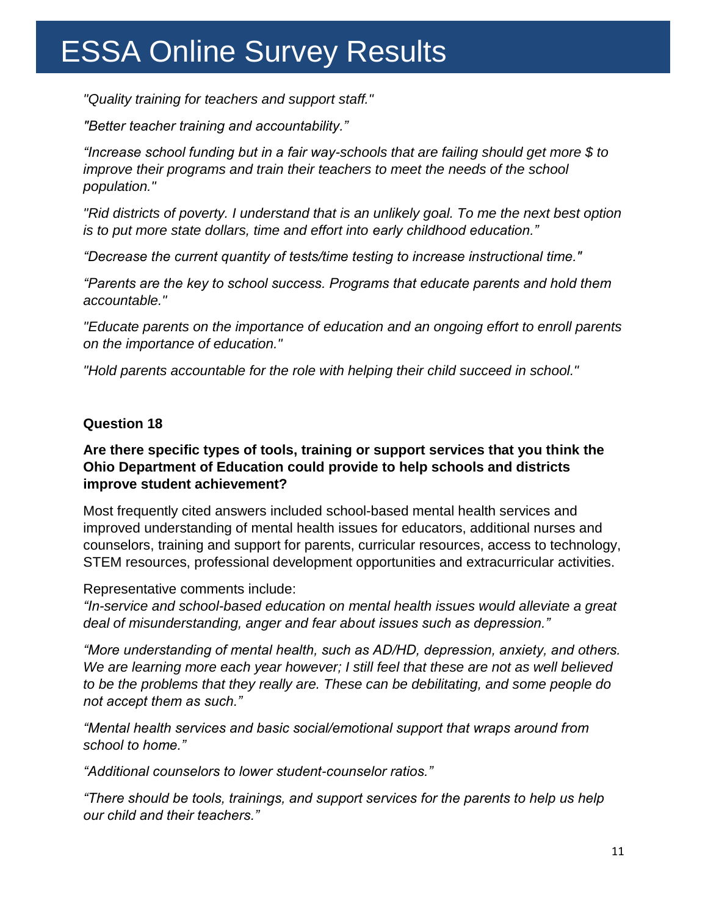*"Quality training for teachers and support staff."*

*"Better teacher training and accountability."*

*"Increase school funding but in a fair way-schools that are failing should get more $ to improve their programs and train their teachers to meet the needs of the school population."*

*"Rid districts of poverty. I understand that is an unlikely goal. To me the next best option is to put more state dollars, time and effort into early childhood education."*

*"Decrease the current quantity of tests/time testing to increase instructional time."*

*"Parents are the key to school success. Programs that educate parents and hold them accountable."*

*"Educate parents on the importance of education and an ongoing effort to enroll parents on the importance of education."*

*"Hold parents accountable for the role with helping their child succeed in school."*

**Question 18**

**Are there specific types of tools, training or support services that you think the Ohio Department of Education could provide to help schools and districts improve student achievement?**

Most frequently cited answers included school-based mental health services and improved understanding of mental health issues for educators, additional nurses and counselors, training and support for parents, curricular resources, access to technology, STEM resources, professional development opportunities and extracurricular activities.

Representative comments include:
*"In-service and school-based education on mental health issues would alleviate a great deal of misunderstanding, anger and fear about issues such as depression."*

*"More understanding of mental health, such as AD/HD, depression, anxiety, and others. We are learning more each year however; I still feel that these are not as well believed to be the problems that they really are. These can be debilitating, and some people do not accept them as such."*

*"Mental health services and basic social/emotional support that wraps around from school to home."*

*"Additional counselors to lower student-counselor ratios."*

*"There should be tools, trainings, and support services for the parents to help us help our child and their teachers."*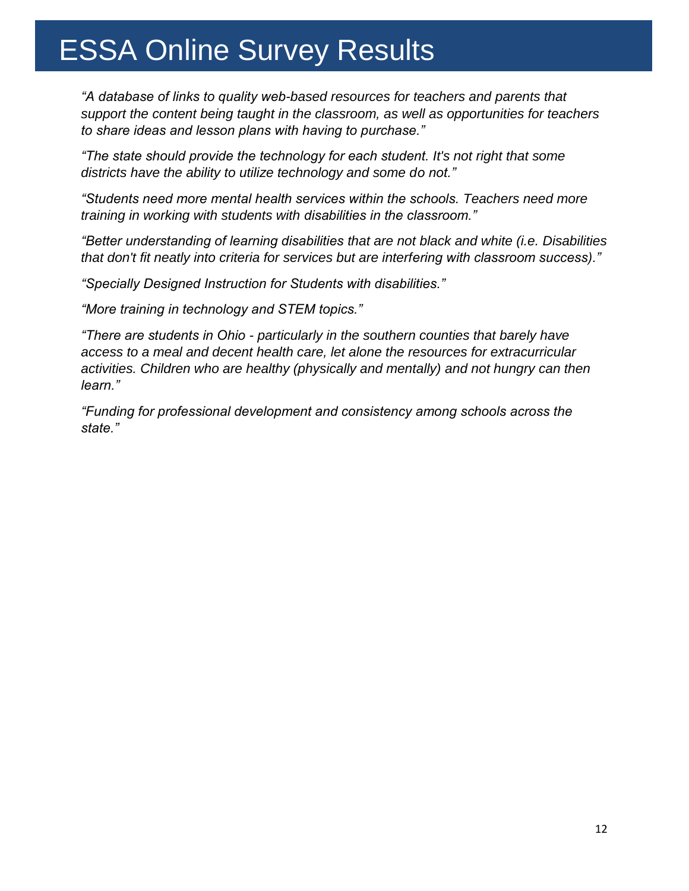# ESSA Online Survey Results

*"A database of links to quality web-based resources for teachers and parents that support the content being taught in the classroom, as well as opportunities for teachers to share ideas and lesson plans with having to purchase."*

*"The state should provide the technology for each student. It's not right that some districts have the ability to utilize technology and some do not."*

*"Students need more mental health services within the schools. Teachers need more training in working with students with disabilities in the classroom."*

*"Better understanding of learning disabilities that are not black and white (i.e. Disabilities that don't fit neatly into criteria for services but are interfering with classroom success)."*

*"Specially Designed Instruction for Students with disabilities."*

*"More training in technology and STEM topics."*

*"There are students in Ohio - particularly in the southern counties that barely have access to a meal and decent health care, let alone the resources for extracurricular activities. Children who are healthy (physically and mentally) and not hungry can then learn."*

*"Funding for professional development and consistency among schools across the state."*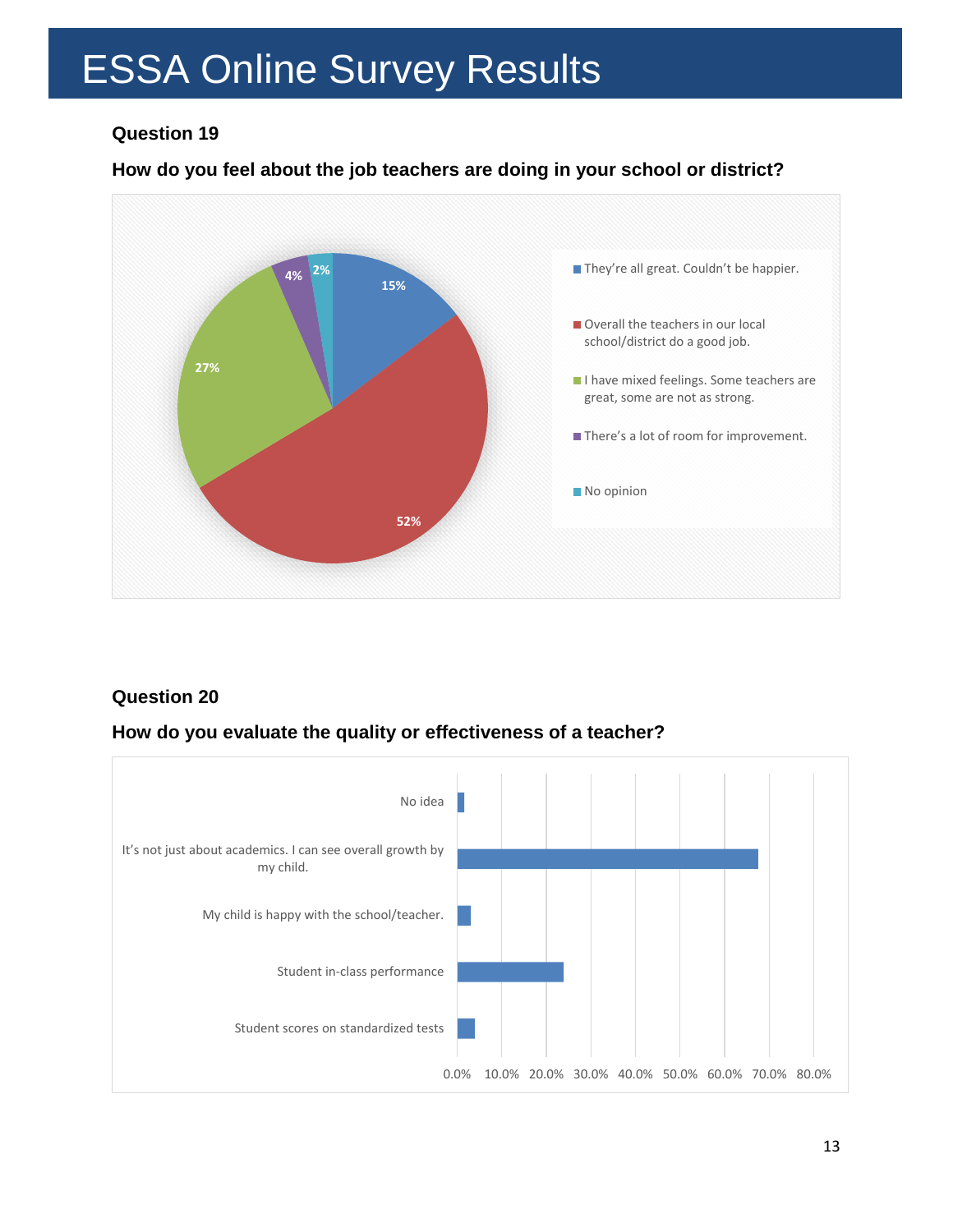# ESSA Online Survey Results

### Question 19

### How do you feel about the job teachers are doing in your school or district?

| Response | Percentage |
| --- | --- |
| They're all great. Couldn't be happier. | 15% |
| Overall the teachers in our local school/district do a good job. | 52% |
| I have mixed feelings. Some teachers are great, some are not as strong. | 27% |
| There's a lot of room for improvement. | 4% |
| No opinion | 2% |

### Question 20

### How do you evaluate the quality or effectiveness of a teacher?

Bar chart categories (x-axis: 0.0% to 80.0%):

- No idea
- It's not just about academics. I can see overall growth by my child.
- My child is happy with the school/teacher.
- Student in-class performance
- Student scores on standardized tests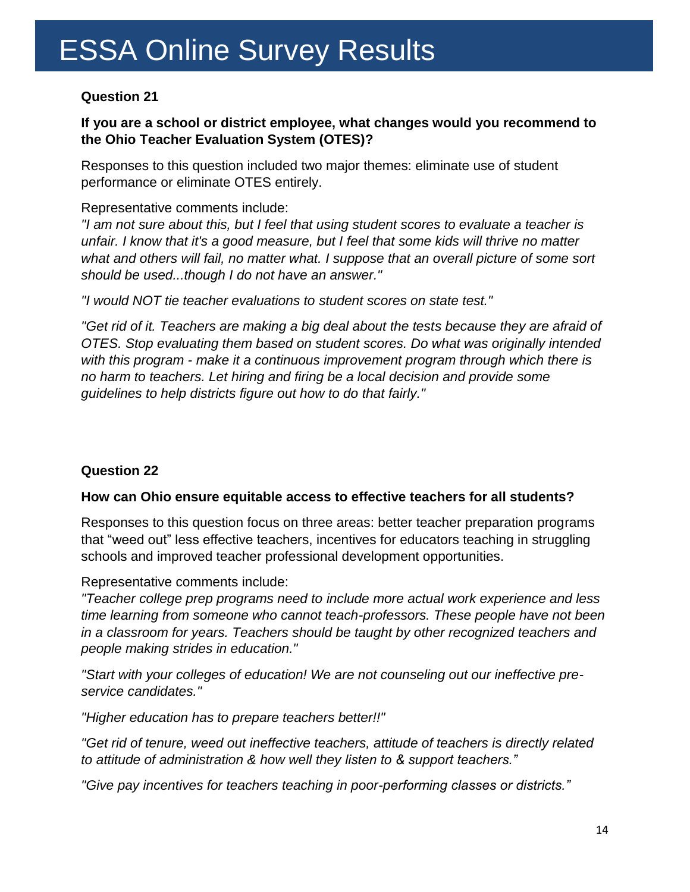# ESSA Online Survey Results

**Question 21**

**If you are a school or district employee, what changes would you recommend to the Ohio Teacher Evaluation System (OTES)?**

Responses to this question included two major themes: eliminate use of student performance or eliminate OTES entirely.

Representative comments include:

*"I am not sure about this, but I feel that using student scores to evaluate a teacher is unfair. I know that it's a good measure, but I feel that some kids will thrive no matter what and others will fail, no matter what. I suppose that an overall picture of some sort should be used...though I do not have an answer."*

*"I would NOT tie teacher evaluations to student scores on state test."*

*"Get rid of it. Teachers are making a big deal about the tests because they are afraid of OTES. Stop evaluating them based on student scores. Do what was originally intended with this program - make it a continuous improvement program through which there is no harm to teachers. Let hiring and firing be a local decision and provide some guidelines to help districts figure out how to do that fairly."*

**Question 22**

**How can Ohio ensure equitable access to effective teachers for all students?**

Responses to this question focus on three areas: better teacher preparation programs that "weed out" less effective teachers, incentives for educators teaching in struggling schools and improved teacher professional development opportunities.

Representative comments include:

*"Teacher college prep programs need to include more actual work experience and less time learning from someone who cannot teach-professors. These people have not been in a classroom for years. Teachers should be taught by other recognized teachers and people making strides in education."*

*"Start with your colleges of education! We are not counseling out our ineffective pre-service candidates."*

*"Higher education has to prepare teachers better!!"*

*"Get rid of tenure, weed out ineffective teachers, attitude of teachers is directly related to attitude of administration & how well they listen to & support teachers."*

*"Give pay incentives for teachers teaching in poor-performing classes or districts."*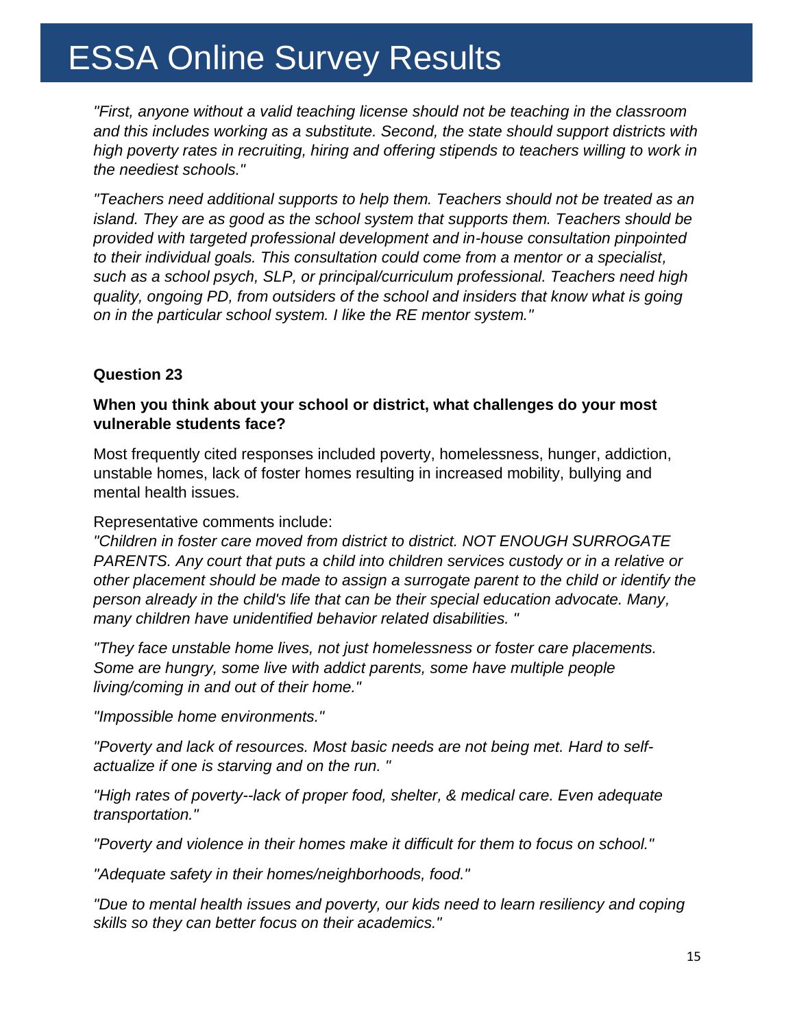*"First, anyone without a valid teaching license should not be teaching in the classroom and this includes working as a substitute. Second, the state should support districts with high poverty rates in recruiting, hiring and offering stipends to teachers willing to work in the neediest schools."*

*"Teachers need additional supports to help them. Teachers should not be treated as an island. They are as good as the school system that supports them. Teachers should be provided with targeted professional development and in-house consultation pinpointed to their individual goals. This consultation could come from a mentor or a specialist, such as a school psych, SLP, or principal/curriculum professional. Teachers need high quality, ongoing PD, from outsiders of the school and insiders that know what is going on in the particular school system. I like the RE mentor system."*

**Question 23**

**When you think about your school or district, what challenges do your most vulnerable students face?**

Most frequently cited responses included poverty, homelessness, hunger, addiction, unstable homes, lack of foster homes resulting in increased mobility, bullying and mental health issues.

Representative comments include:

*"Children in foster care moved from district to district. NOT ENOUGH SURROGATE PARENTS. Any court that puts a child into children services custody or in a relative or other placement should be made to assign a surrogate parent to the child or identify the person already in the child's life that can be their special education advocate. Many, many children have unidentified behavior related disabilities. "*

*"They face unstable home lives, not just homelessness or foster care placements. Some are hungry, some live with addict parents, some have multiple people living/coming in and out of their home."*

*"Impossible home environments."*

*"Poverty and lack of resources. Most basic needs are not being met. Hard to self-actualize if one is starving and on the run. "*

*"High rates of poverty--lack of proper food, shelter, & medical care. Even adequate transportation."*

*"Poverty and violence in their homes make it difficult for them to focus on school."*

*"Adequate safety in their homes/neighborhoods, food."*

*"Due to mental health issues and poverty, our kids need to learn resiliency and coping skills so they can better focus on their academics."*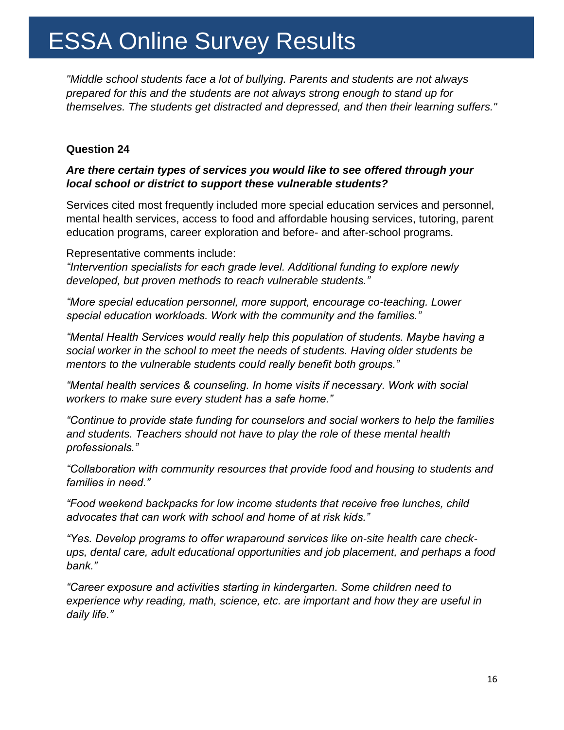*"Middle school students face a lot of bullying. Parents and students are not always prepared for this and the students are not always strong enough to stand up for themselves. The students get distracted and depressed, and then their learning suffers."*

**Question 24**

***Are there certain types of services you would like to see offered through your local school or district to support these vulnerable students?***

Services cited most frequently included more special education services and personnel, mental health services, access to food and affordable housing services, tutoring, parent education programs, career exploration and before- and after-school programs.

Representative comments include:

*"Intervention specialists for each grade level. Additional funding to explore newly developed, but proven methods to reach vulnerable students."*

*"More special education personnel, more support, encourage co-teaching. Lower special education workloads. Work with the community and the families."*

*"Mental Health Services would really help this population of students. Maybe having a social worker in the school to meet the needs of students. Having older students be mentors to the vulnerable students could really benefit both groups."*

*"Mental health services & counseling. In home visits if necessary. Work with social workers to make sure every student has a safe home."*

*"Continue to provide state funding for counselors and social workers to help the families and students. Teachers should not have to play the role of these mental health professionals."*

*"Collaboration with community resources that provide food and housing to students and families in need."*

*"Food weekend backpacks for low income students that receive free lunches, child advocates that can work with school and home of at risk kids."*

*"Yes. Develop programs to offer wraparound services like on-site health care check-ups, dental care, adult educational opportunities and job placement, and perhaps a food bank."*

*"Career exposure and activities starting in kindergarten. Some children need to experience why reading, math, science, etc. are important and how they are useful in daily life."*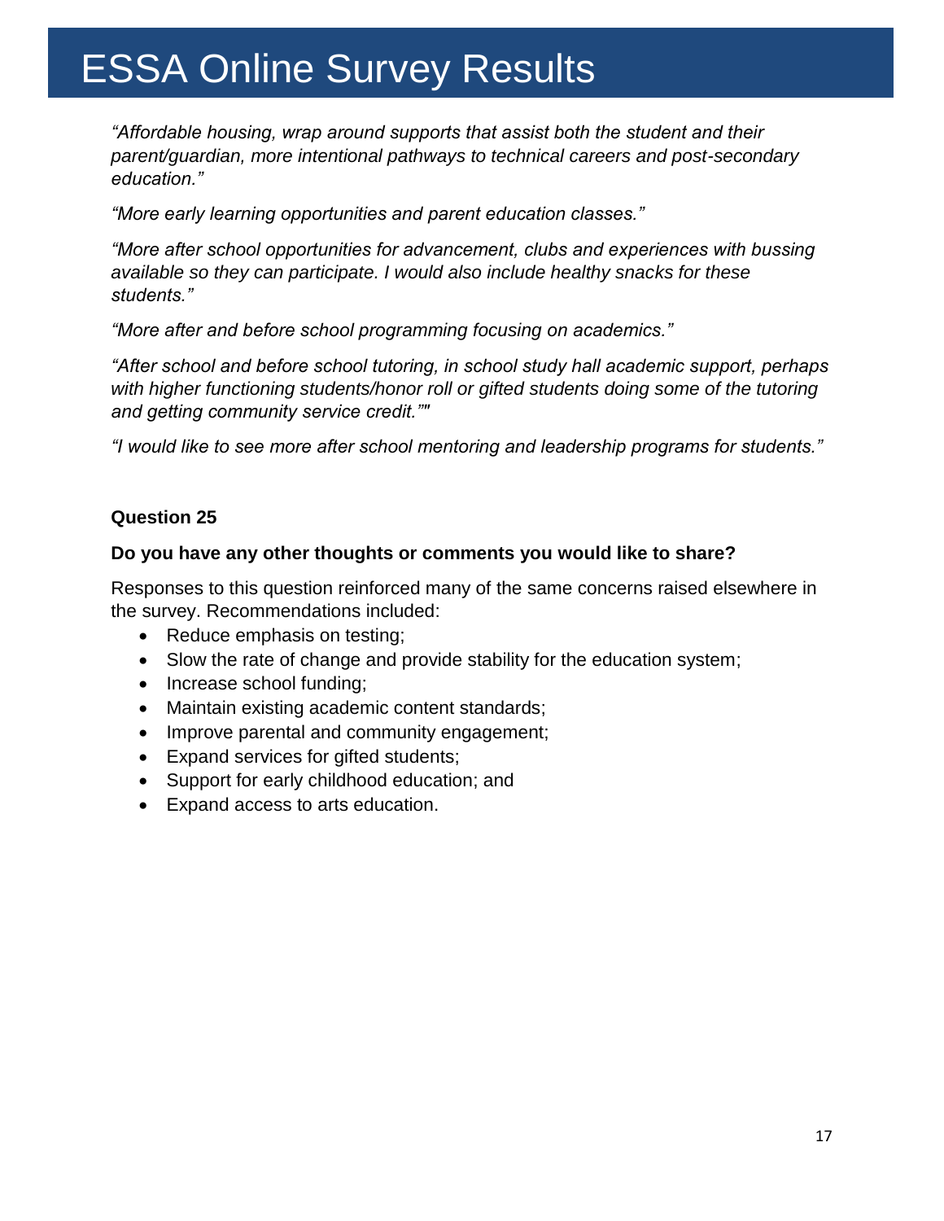*"Affordable housing, wrap around supports that assist both the student and their parent/guardian, more intentional pathways to technical careers and post-secondary education."*

*"More early learning opportunities and parent education classes."*

*"More after school opportunities for advancement, clubs and experiences with bussing available so they can participate. I would also include healthy snacks for these students."*

*"More after and before school programming focusing on academics."*

*"After school and before school tutoring, in school study hall academic support, perhaps with higher functioning students/honor roll or gifted students doing some of the tutoring and getting community service credit.""*

*"I would like to see more after school mentoring and leadership programs for students."*

**Question 25**

**Do you have any other thoughts or comments you would like to share?**

Responses to this question reinforced many of the same concerns raised elsewhere in the survey. Recommendations included:

- Reduce emphasis on testing;
- Slow the rate of change and provide stability for the education system;
- Increase school funding;
- Maintain existing academic content standards;
- Improve parental and community engagement;
- Expand services for gifted students;
- Support for early childhood education; and
- Expand access to arts education.